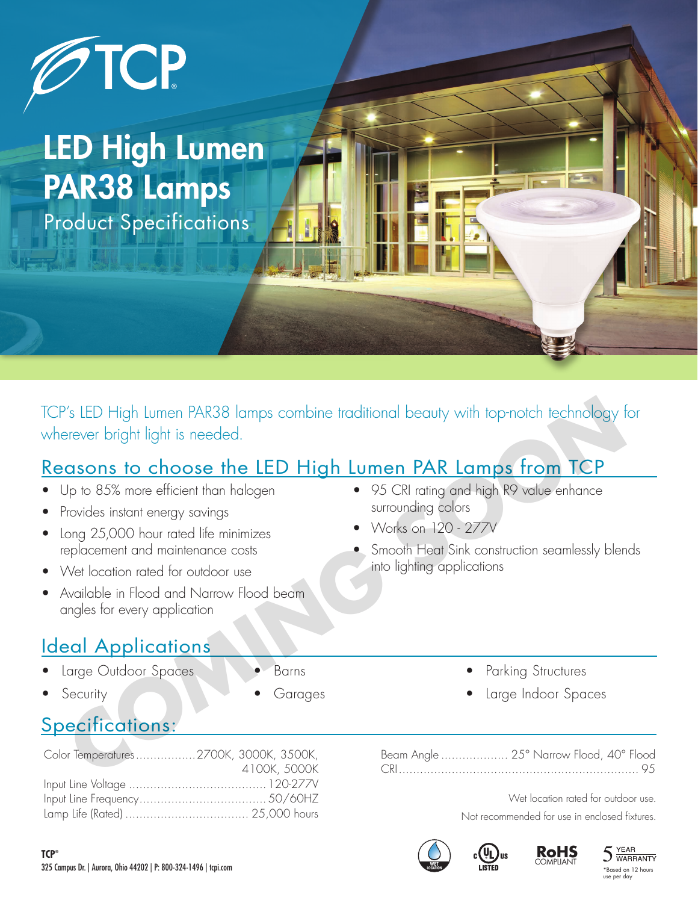# TCP

# LED High Lumen PAR38 Lamps

Product Specifications

TCP's LED High Lumen PAR38 lamps combine traditional beauty with top-notch technology for wherever bright light is needed.

COMING SOON

## Reasons to choose the LED High Lumen PAR Lamps from TCP

- Up to 85% more efficient than halogen
- Provides instant energy savings
- Long 25,000 hour rated life minimizes replacement and maintenance costs
- Wet location rated for outdoor use
- Available in Flood and Narrow Flood beam angles for every application
- 95 CRI rating and high R9 value enhance surrounding colors
- Works on 120 - 277V
- Smooth Heat Sink construction seamlessly blends into lighting applications

## Ideal Applications

- Large Outdoor Spaces
- Security
- Barns
- Garages
- Parking Structures
- Large Indoor Spaces

## Specifications:

| | |
|---|---|
| Color Temperatures | 2700K, 3000K, 3500K, 4100K, 5000K |
| Input Line Voltage | 120-277V |
| Input Line Frequency | 50/60HZ |
| Lamp Life (Rated) | 25,000 hours |
| Beam Angle | 25° Narrow Flood, 40° Flood |
| CRI | 95 |

Wet location rated for outdoor use.

Not recommended for use in enclosed fixtures.

WET LOCATION | c UL us LISTED | RoHS COMPLIANT | 5 YEAR WARRANTY

*Based on 12 hours use per day

TCP®
325 Campus Dr. | Aurora, Ohio 44202 | P: 800-324-1496 | tcpi.com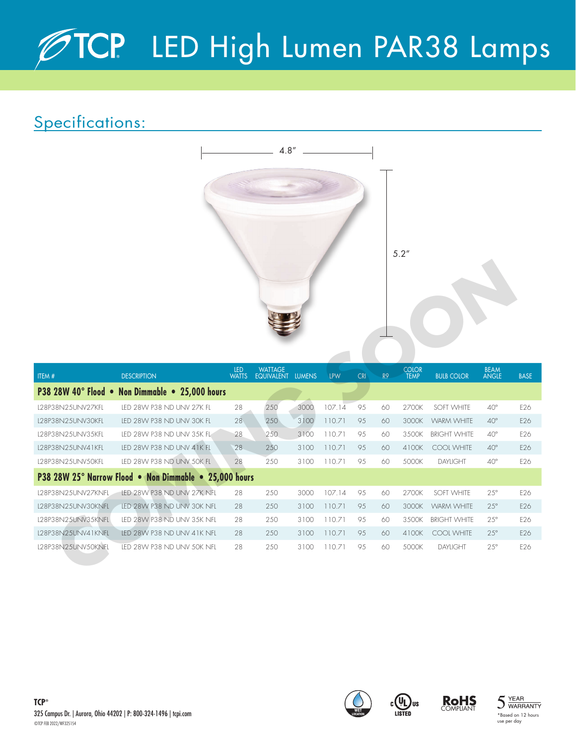# LED High Lumen PAR38 Lamps

## Specifications:

4.8″

5.2″

COMING SOON

| ITEM # | DESCRIPTION | LED WATTS | WATTAGE EQUIVALENT | LUMENS | LPW | CRI | R9 | COLOR TEMP | BULB COLOR | BEAM ANGLE | BASE |
|---|---|---|---|---|---|---|---|---|---|---|---|
| **P38 28W 40° Flood • Non Dimmable • 25,000 hours** | | | | | | | | | | | |
| L28P38N25UNV27KFL | LED 28W P38 ND UNV 27K FL | 28 | 250 | 3000 | 107.14 | 95 | 60 | 2700K | SOFT WHITE | 40° | E26 |
| L28P38N25UNV30KFL | LED 28W P38 ND UNV 30K FL | 28 | 250 | 3100 | 110.71 | 95 | 60 | 3000K | WARM WHITE | 40° | E26 |
| L28P38N25UNV35KFL | LED 28W P38 ND UNV 35K FL | 28 | 250 | 3100 | 110.71 | 95 | 60 | 3500K | BRIGHT WHITE | 40° | E26 |
| L28P38N25UNV41KFL | LED 28W P38 ND UNV 41K FL | 28 | 250 | 3100 | 110.71 | 95 | 60 | 4100K | COOL WHITE | 40° | E26 |
| L28P38N25UNV50KFL | LED 28W P38 ND UNV 50K FL | 28 | 250 | 3100 | 110.71 | 95 | 60 | 5000K | DAYLIGHT | 40° | E26 |
| **P38 28W 25° Narrow Flood • Non Dimmable • 25,000 hours** | | | | | | | | | | | |
| L28P38N25UNV27KNFL | LED 28W P38 ND UNV 27K NFL | 28 | 250 | 3000 | 107.14 | 95 | 60 | 2700K | SOFT WHITE | 25° | E26 |
| L28P38N25UNV30KNFL | LED 28W P38 ND UNV 30K NFL | 28 | 250 | 3100 | 110.71 | 95 | 60 | 3000K | WARM WHITE | 25° | E26 |
| L28P38N25UNV35KNFL | LED 28W P38 ND UNV 35K NFL | 28 | 250 | 3100 | 110.71 | 95 | 60 | 3500K | BRIGHT WHITE | 25° | E26 |
| L28P38N25UNV41KNFL | LED 28W P38 ND UNV 41K NFL | 28 | 250 | 3100 | 110.71 | 95 | 60 | 4100K | COOL WHITE | 25° | E26 |
| L28P38N25UNV50KNFL | LED 28W P38 ND UNV 50K NFL | 28 | 250 | 3100 | 110.71 | 95 | 60 | 5000K | DAYLIGHT | 25° | E26 |

**TCP®**
325 Campus Dr. | Aurora, Ohio 44202 | P: 800-324-1496 | tcpi.com
©TCP FEB 2022/WF325154

WET LOCATION

c UL us LISTED

RoHS COMPLIANT

5 YEAR WARRANTY
*Based on 12 hours use per day